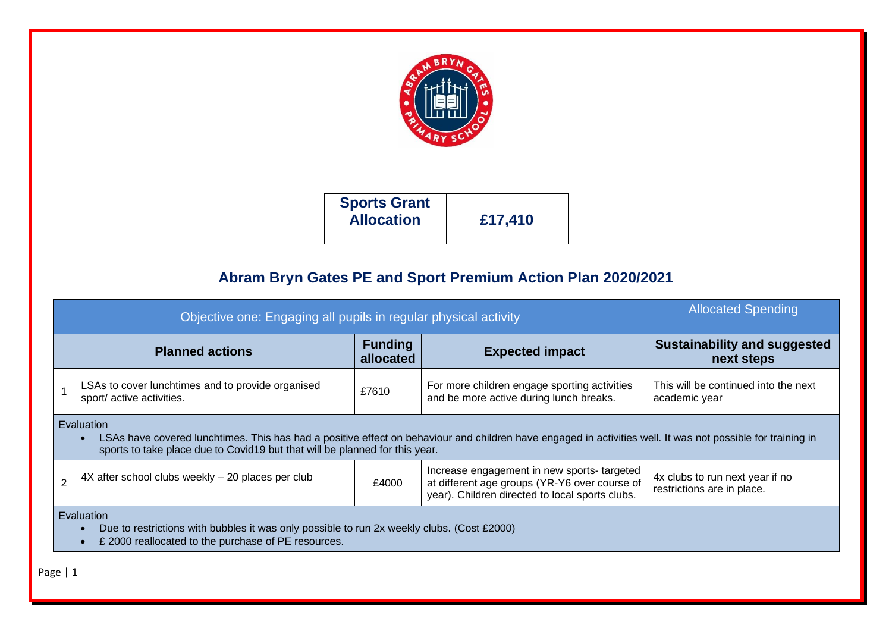| Sports Grant Allocation | £17,410 |
|---|---|

## Abram Bryn Gates PE and Sport Premium Action Plan 2020/2021

| Objective one: Engaging all pupils in regular physical activity | | | | Allocated Spending |
|---|---|---|---|---|
| **Planned actions** | | **Funding allocated** | **Expected impact** | **Sustainability and suggested next steps** |
| 1 | LSAs to cover lunchtimes and to provide organised sport/ active activities. | £7610 | For more children engage sporting activities and be more active during lunch breaks. | This will be continued into the next academic year |
| Evaluation<br>• LSAs have covered lunchtimes. This has had a positive effect on behaviour and children have engaged in activities well. It was not possible for training in sports to take place due to Covid19 but that will be planned for this year. | | | | |
| 2 | 4X after school clubs weekly – 20 places per club | £4000 | Increase engagement in new sports- targeted at different age groups (YR-Y6 over course of year). Children directed to local sports clubs. | 4x clubs to run next year if no restrictions are in place. |
| Evaluation<br>• Due to restrictions with bubbles it was only possible to run 2x weekly clubs. (Cost £2000)<br>• £ 2000 reallocated to the purchase of PE resources. | | | | |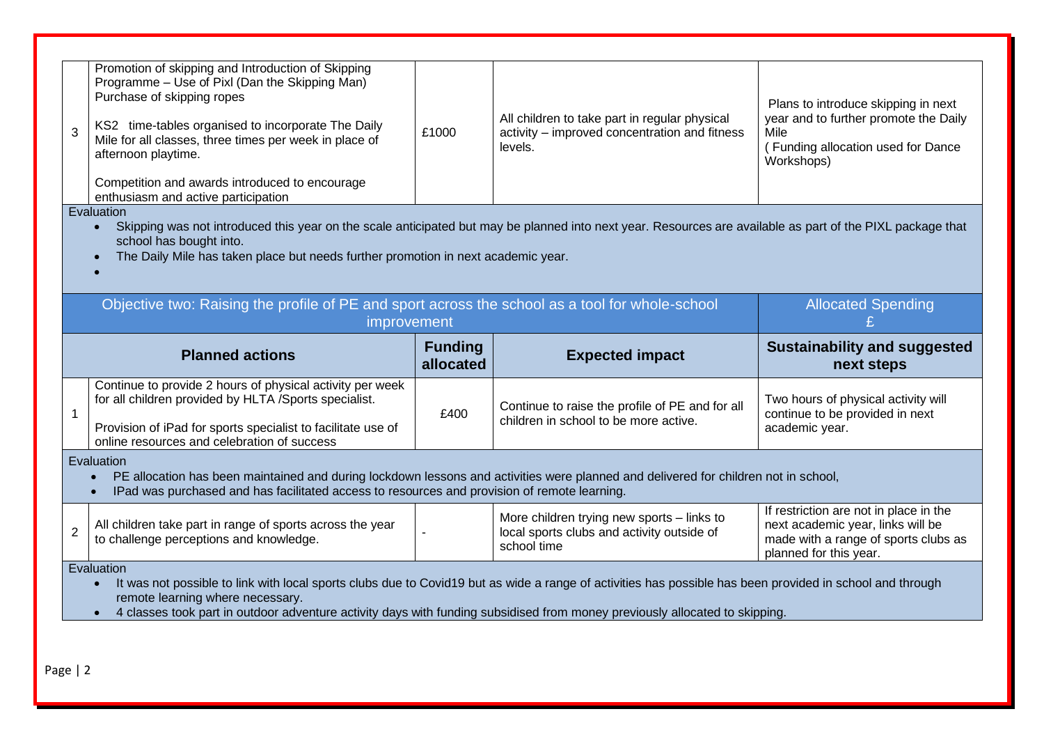| | | | | |
|---|---|---|---|---|
| 3 | Promotion of skipping and Introduction of Skipping Programme – Use of Pixl (Dan the Skipping Man)<br>Purchase of skipping ropes<br><br>KS2 time-tables organised to incorporate The Daily Mile for all classes, three times per week in place of afternoon playtime.<br><br>Competition and awards introduced to encourage enthusiasm and active participation | £1000 | All children to take part in regular physical activity – improved concentration and fitness levels. | Plans to introduce skipping in next year and to further promote the Daily Mile<br>( Funding allocation used for Dance Workshops) |

Evaluation

- Skipping was not introduced this year on the scale anticipated but may be planned into next year. Resources are available as part of the PIXL package that school has bought into.
- The Daily Mile has taken place but needs further promotion in next academic year.

| Objective two: Raising the profile of PE and sport across the school as a tool for whole-school improvement | | | | Allocated Spending £ |
|---|---|---|---|---|
| **Planned actions** | | **Funding allocated** | **Expected impact** | **Sustainability and suggested next steps** |
| 1 | Continue to provide 2 hours of physical activity per week for all children provided by HLTA /Sports specialist.<br><br>Provision of iPad for sports specialist to facilitate use of online resources and celebration of success | £400 | Continue to raise the profile of PE and for all children in school to be more active. | Two hours of physical activity will continue to be provided in next academic year. |

Evaluation

- PE allocation has been maintained and during lockdown lessons and activities were planned and delivered for children not in school,
- IPad was purchased and has facilitated access to resources and provision of remote learning.

| | | | | |
|---|---|---|---|---|
| 2 | All children take part in range of sports across the year to challenge perceptions and knowledge. | - | More children trying new sports – links to local sports clubs and activity outside of school time | If restriction are not in place in the next academic year, links will be made with a range of sports clubs as planned for this year. |

Evaluation

- It was not possible to link with local sports clubs due to Covid19 but as wide a range of activities has possible has been provided in school and through remote learning where necessary.
- 4 classes took part in outdoor adventure activity days with funding subsidised from money previously allocated to skipping.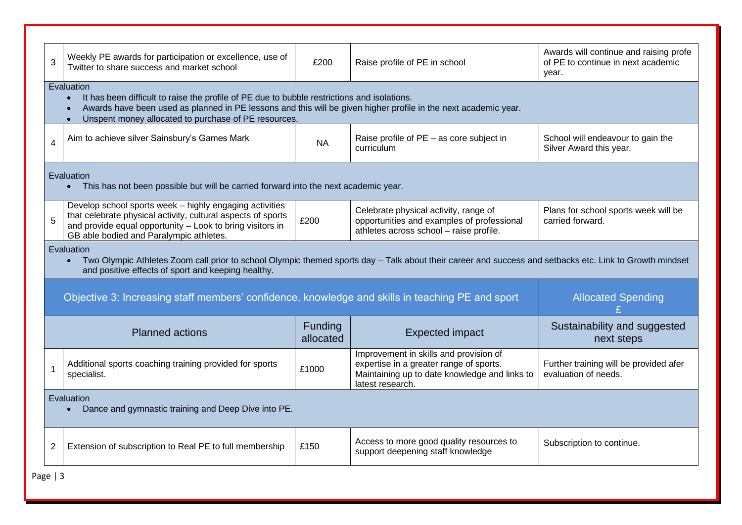| | | | | |
|---|---|---|---|---|
| 3 | Weekly PE awards for participation or excellence, use of Twitter to share success and market school | £200 | Raise profile of PE in school | Awards will continue and raising profe of PE to continue in next academic year. |

Evaluation

- It has been difficult to raise the profile of PE due to bubble restrictions and isolations.
- Awards have been used as planned in PE lessons and this will be given higher profile in the next academic year.
- Unspent money allocated to purchase of PE resources.

| | | | | |
|---|---|---|---|---|
| 4 | Aim to achieve silver Sainsbury's Games Mark | NA | Raise profile of PE – as core subject in curriculum | School will endeavour to gain the Silver Award this year. |

Evaluation

- This has not been possible but will be carried forward into the next academic year.

| | | | | |
|---|---|---|---|---|
| 5 | Develop school sports week – highly engaging activities that celebrate physical activity, cultural aspects of sports and provide equal opportunity – Look to bring visitors in GB able bodied and Paralympic athletes. | £200 | Celebrate physical activity, range of opportunities and examples of professional athletes across school – raise profile. | Plans for school sports week will be carried forward. |

Evaluation

- Two Olympic Athletes Zoom call prior to school Olympic themed sports day – Talk about their career and success and setbacks etc. Link to Growth mindset and positive effects of sport and keeping healthy.

| Objective 3: Increasing staff members' confidence, knowledge and skills in teaching PE and sport | | | | Allocated Spending £ |
|---|---|---|---|---|
| Planned actions | | Funding allocated | Expected impact | Sustainability and suggested next steps |
| 1 | Additional sports coaching training provided for sports specialist. | £1000 | Improvement in skills and provision of expertise in a greater range of sports. Maintaining up to date knowledge and links to latest research. | Further training will be provided afer evaluation of needs. |

Evaluation

- Dance and gymnastic training and Deep Dive into PE.

| | | | | |
|---|---|---|---|---|
| 2 | Extension of subscription to Real PE to full membership | £150 | Access to more good quality resources to support deepening staff knowledge | Subscription to continue. |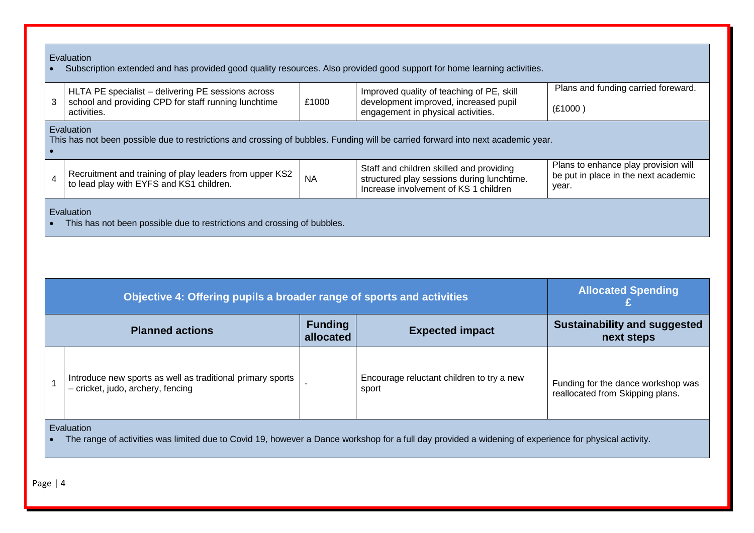| | | | | |
|---|---|---|---|---|
| Evaluation<br>• Subscription extended and has provided good quality resources. Also provided good support for home learning activities. | | | | |
| 3 | HLTA PE specialist – delivering PE sessions across school and providing CPD for staff running lunchtime activities. | £1000 | Improved quality of teaching of PE, skill development improved, increased pupil engagement in physical activities. | Plans and funding carried foreward.<br><br>(£1000 ) |
| Evaluation<br>This has not been possible due to restrictions and crossing of bubbles. Funding will be carried forward into next academic year.<br>• | | | | |
| 4 | Recruitment and training of play leaders from upper KS2 to lead play with EYFS and KS1 children. | NA | Staff and children skilled and providing structured play sessions during lunchtime. Increase involvement of KS 1 children | Plans to enhance provision will be put in place in the next academic year. |
| Evaluation<br>• This has not been possible due to restrictions and crossing of bubbles. | | | | |

| **Objective 4: Offering pupils a broader range of sports and activities** | | | | **Allocated Spending £** |
|---|---|---|---|---|
| **Planned actions** | | **Funding allocated** | **Expected impact** | **Sustainability and suggested next steps** |
| 1 | Introduce new sports as well as traditional primary sports – cricket, judo, archery, fencing | - | Encourage reluctant children to try a new sport | Funding for the dance workshop was reallocated from Skipping plans. |
| Evaluation<br>• The range of activities was limited due to Covid 19, however a Dance workshop for a full day provided a widening of experience for physical activity. | | | | |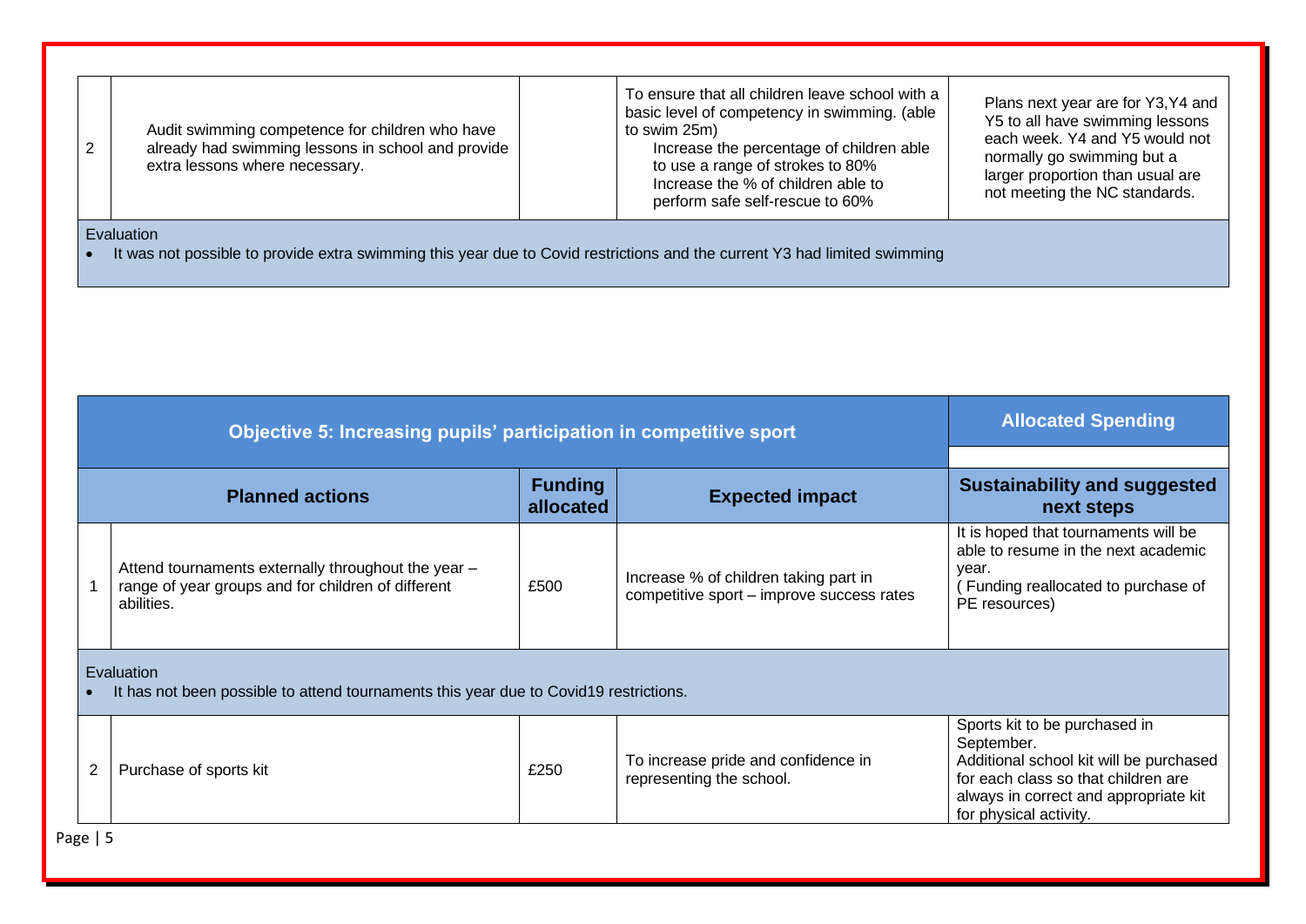| | | | | |
|---|---|---|---|---|
| 2 | Audit swimming competence for children who have already had swimming lessons in school and provide extra lessons where necessary. | | To ensure that all children leave school with a basic level of competency in swimming. (able to swim 25m)<br>Increase the percentage of children able to use a range of strokes to 80%<br>Increase the % of children able to perform safe self-rescue to 60% | Plans next year are for Y3,Y4 and Y5 to all have swimming lessons each week. Y4 and Y5 would not normally go swimming but a larger proportion than usual are not meeting the NC standards. |
| Evaluation<br>• It was not possible to provide extra swimming this year due to Covid restrictions and the current Y3 had limited swimming | | | | |

| **Objective 5: Increasing pupils' participation in competitive sport** | | | | **Allocated Spending** |
|---|---|---|---|---|
| | | | | |
| **Planned actions** | | **Funding allocated** | **Expected impact** | **Sustainability and suggested next steps** |
| 1 | Attend tournaments externally throughout the year – range of year groups and for children of different abilities. | £500 | Increase % of children taking part in competitive sport – improve success rates | It is hoped that tournaments will be able to resume in the next academic year.<br>( Funding reallocated to purchase of PE resources) |
| Evaluation<br>• It has not been possible to attend tournaments this year due to Covid19 restrictions. | | | | |
| 2 | Purchase of sports kit | £250 | To increase pride and confidence in representing the school. | Sports kit to be purchased in September.<br>Additional school kit will be purchased for each class so that children are always in correct and appropriate kit for physical activity. |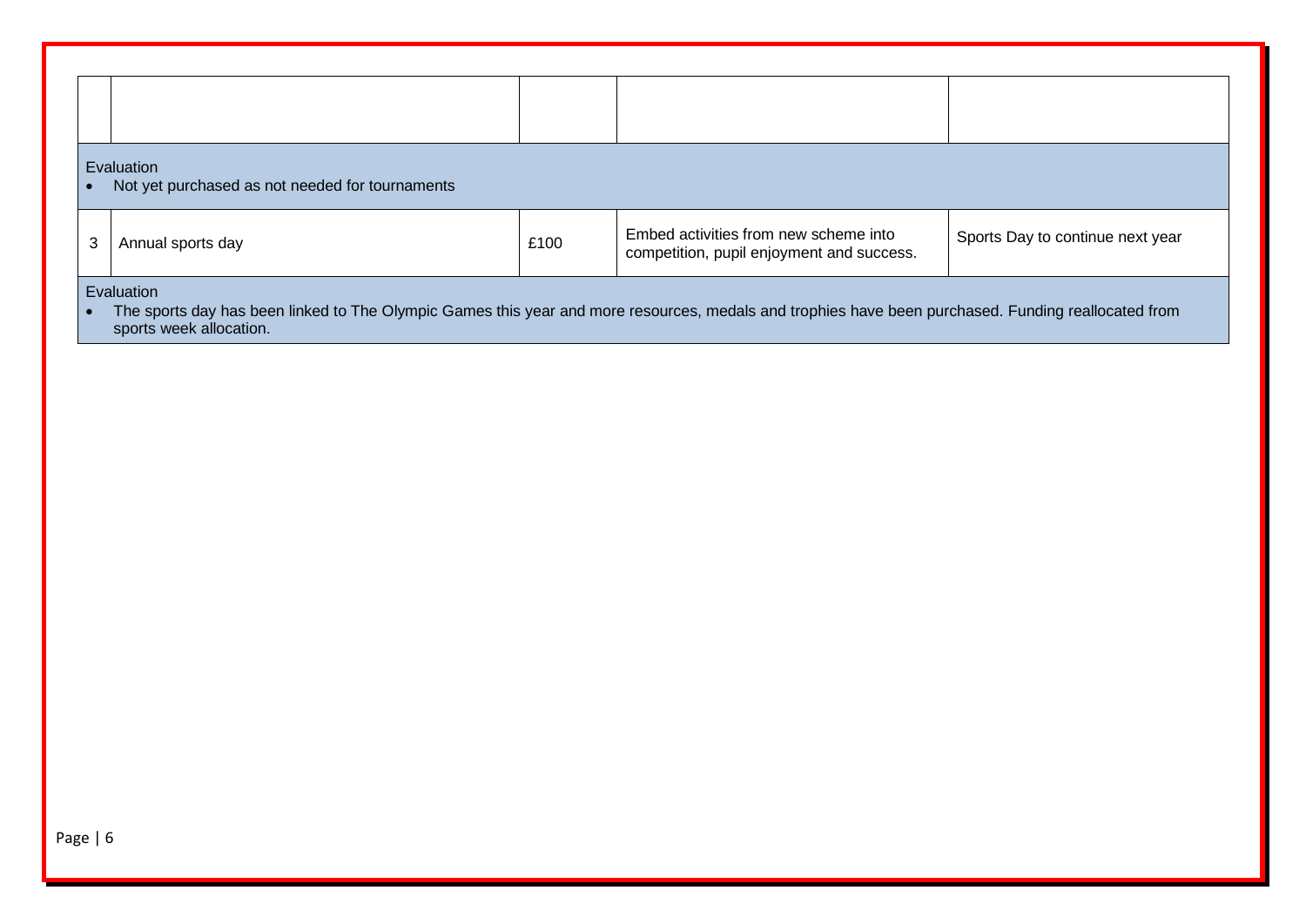| | | | | |
|---|---|---|---|---|
| | | | | |
| Evaluation<br>• Not yet purchased as not needed for tournaments | | | | |
| 3 | Annual sports day | £100 | Embed activities from new scheme into competition, pupil enjoyment and success. | Sports Day to continue next year |
| Evaluation<br>• The sports day has been linked to The Olympic Games this year and more resources, medals and trophies have been purchased. Funding reallocated from sports week allocation. | | | | |